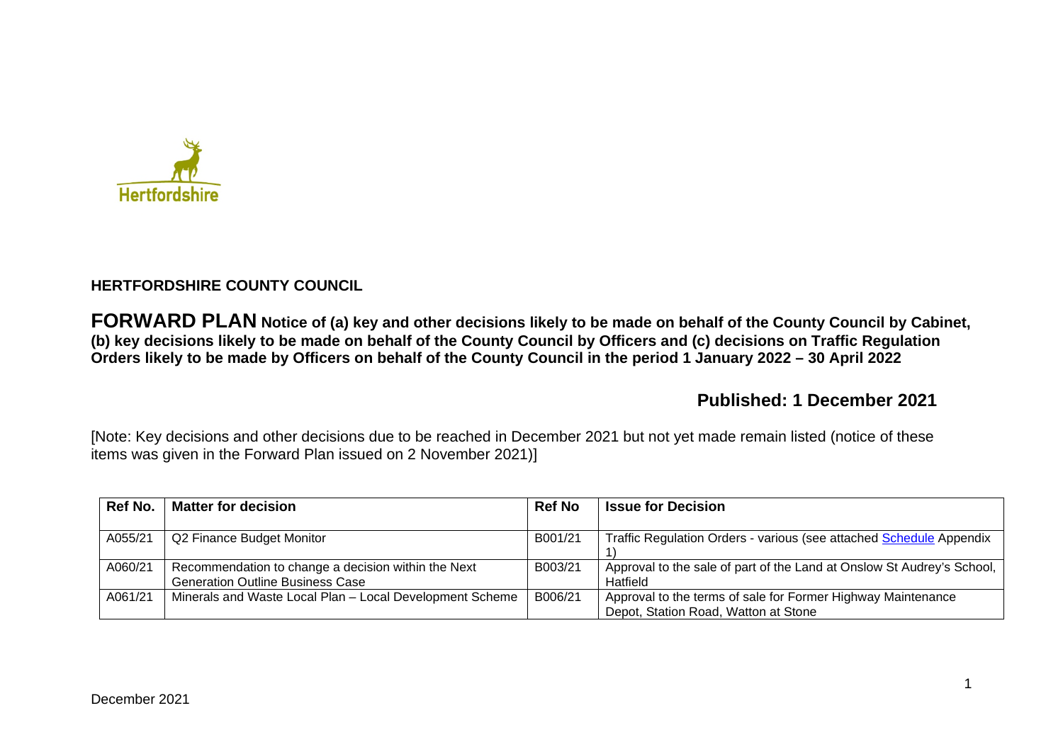Hertfordshire

## HERTFORDSHIRE COUNTY COUNCIL

# FORWARD PLAN

**Notice of (a) key and other decisions likely to be made on behalf of the County Council by Cabinet, (b) key decisions likely to be made on behalf of the County Council by Officers and (c) decisions on Traffic Regulation Orders likely to be made by Officers on behalf of the County Council in the period 1 January 2022 – 30 April 2022**

## Published: 1 December 2021

[Note: Key decisions and other decisions due to be reached in December 2021 but not yet made remain listed (notice of these items was given in the Forward Plan issued on 2 November 2021)]

| Ref No. | Matter for decision | Ref No | Issue for Decision |
|---|---|---|---|
| A055/21 | Q2 Finance Budget Monitor | B001/21 | Traffic Regulation Orders - various (see attached Schedule Appendix 1) |
| A060/21 | Recommendation to change a decision within the Next Generation Outline Business Case | B003/21 | Approval to the sale of part of the Land at Onslow St Audrey's School, Hatfield |
| A061/21 | Minerals and Waste Local Plan – Local Development Scheme | B006/21 | Approval to the terms of sale for Former Highway Maintenance Depot, Station Road, Watton at Stone |

December 2021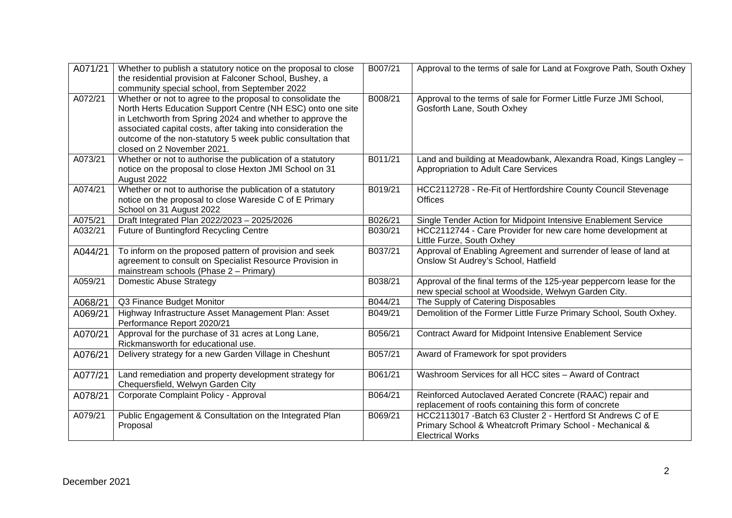| A071/21 | Whether to publish a statutory notice on the proposal to close the residential provision at Falconer School, Bushey, a community special school, from September 2022 | B007/21 | Approval to the terms of sale for Land at Foxgrove Path, South Oxhey |
|---|---|---|---|
| A072/21 | Whether or not to agree to the proposal to consolidate the North Herts Education Support Centre (NH ESC) onto one site in Letchworth from Spring 2024 and whether to approve the associated capital costs, after taking into consideration the outcome of the non-statutory 5 week public consultation that closed on 2 November 2021. | B008/21 | Approval to the terms of sale for Former Little Furze JMI School, Gosforth Lane, South Oxhey |
| A073/21 | Whether or not to authorise the publication of a statutory notice on the proposal to close Hexton JMI School on 31 August 2022 | B011/21 | Land and building at Meadowbank, Alexandra Road, Kings Langley – Appropriation to Adult Care Services |
| A074/21 | Whether or not to authorise the publication of a statutory notice on the proposal to close Wareside C of E Primary School on 31 August 2022 | B019/21 | HCC2112728 - Re-Fit of Hertfordshire County Council Stevenage Offices |
| A075/21 | Draft Integrated Plan 2022/2023 – 2025/2026 | B026/21 | Single Tender Action for Midpoint Intensive Enablement Service |
| A032/21 | Future of Buntingford Recycling Centre | B030/21 | HCC2112744 - Care Provider for new care home development at Little Furze, South Oxhey |
| A044/21 | To inform on the proposed pattern of provision and seek agreement to consult on Specialist Resource Provision in mainstream schools (Phase 2 – Primary) | B037/21 | Approval of Enabling Agreement and surrender of lease of land at Onslow St Audrey's School, Hatfield |
| A059/21 | Domestic Abuse Strategy | B038/21 | Approval of the final terms of the 125-year peppercorn lease for the new special school at Woodside, Welwyn Garden City. |
| A068/21 | Q3 Finance Budget Monitor | B044/21 | The Supply of Catering Disposables |
| A069/21 | Highway Infrastructure Asset Management Plan: Asset Performance Report 2020/21 | B049/21 | Demolition of the Former Little Furze Primary School, South Oxhey. |
| A070/21 | Approval for the purchase of 31 acres at Long Lane, Rickmansworth for educational use. | B056/21 | Contract Award for Midpoint Intensive Enablement Service |
| A076/21 | Delivery strategy for a new Garden Village in Cheshunt | B057/21 | Award of Framework for spot providers |
| A077/21 | Land remediation and property development strategy for Chequersfield, Welwyn Garden City | B061/21 | Washroom Services for all HCC sites – Award of Contract |
| A078/21 | Corporate Complaint Policy - Approval | B064/21 | Reinforced Autoclaved Aerated Concrete (RAAC) repair and replacement of roofs containing this form of concrete |
| A079/21 | Public Engagement & Consultation on the Integrated Plan Proposal | B069/21 | HCC2113017 -Batch 63 Cluster 2 - Hertford St Andrews C of E Primary School & Wheatcroft Primary School - Mechanical & Electrical Works |

December 2021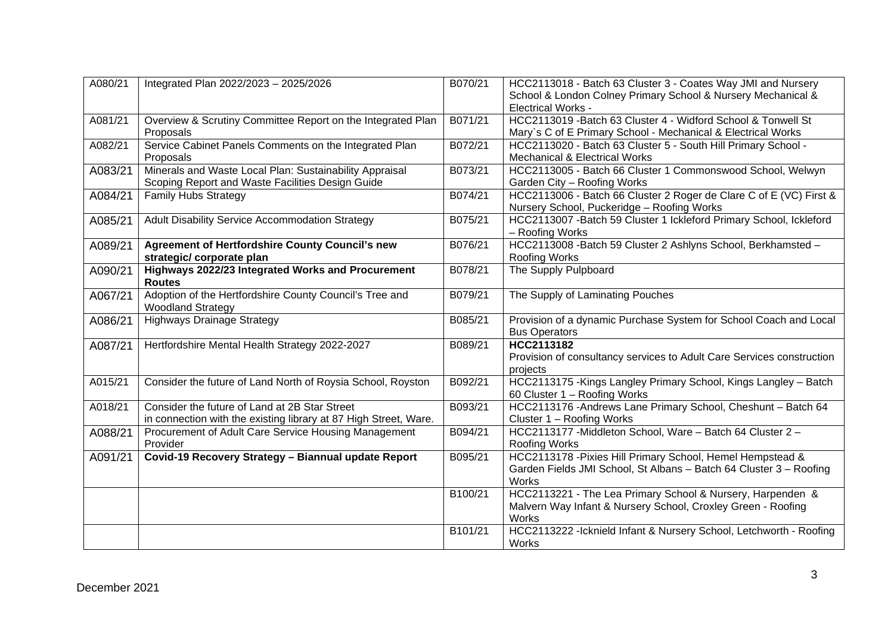| A080/21 | Integrated Plan 2022/2023 – 2025/2026 | B070/21 | HCC2113018 - Batch 63 Cluster 3 - Coates Way JMI and Nursery School & London Colney Primary School & Nursery Mechanical & Electrical Works - |
|---|---|---|---|
| A081/21 | Overview & Scrutiny Committee Report on the Integrated Plan Proposals | B071/21 | HCC2113019 -Batch 63 Cluster 4 - Widford School & Tonwell St Mary`s C of E Primary School - Mechanical & Electrical Works |
| A082/21 | Service Cabinet Panels Comments on the Integrated Plan Proposals | B072/21 | HCC2113020 - Batch 63 Cluster 5 - South Hill Primary School - Mechanical & Electrical Works |
| A083/21 | Minerals and Waste Local Plan: Sustainability Appraisal Scoping Report and Waste Facilities Design Guide | B073/21 | HCC2113005 - Batch 66 Cluster 1 Commonswood School, Welwyn Garden City – Roofing Works |
| A084/21 | Family Hubs Strategy | B074/21 | HCC2113006 - Batch 66 Cluster 2 Roger de Clare C of E (VC) First & Nursery School, Puckeridge – Roofing Works |
| A085/21 | Adult Disability Service Accommodation Strategy | B075/21 | HCC2113007 -Batch 59 Cluster 1 Ickleford Primary School, Ickleford – Roofing Works |
| A089/21 | **Agreement of Hertfordshire County Council's new strategic/ corporate plan** | B076/21 | HCC2113008 -Batch 59 Cluster 2 Ashlyns School, Berkhamsted – Roofing Works |
| A090/21 | **Highways 2022/23 Integrated Works and Procurement Routes** | B078/21 | The Supply Pulpboard |
| A067/21 | Adoption of the Hertfordshire County Council's Tree and Woodland Strategy | B079/21 | The Supply of Laminating Pouches |
| A086/21 | Highways Drainage Strategy | B085/21 | Provision of a dynamic Purchase System for School Coach and Local Bus Operators |
| A087/21 | Hertfordshire Mental Health Strategy 2022-2027 | B089/21 | **HCC2113182** Provision of consultancy services to Adult Care Services construction projects |
| A015/21 | Consider the future of Land North of Roysia School, Royston | B092/21 | HCC2113175 -Kings Langley Primary School, Kings Langley – Batch 60 Cluster 1 – Roofing Works |
| A018/21 | Consider the future of Land at 2B Star Street in connection with the existing library at 87 High Street, Ware. | B093/21 | HCC2113176 -Andrews Lane Primary School, Cheshunt – Batch 64 Cluster 1 – Roofing Works |
| A088/21 | Procurement of Adult Care Service Housing Management Provider | B094/21 | HCC2113177 -Middleton School, Ware – Batch 64 Cluster 2 – Roofing Works |
| A091/21 | **Covid-19 Recovery Strategy – Biannual update Report** | B095/21 | HCC2113178 -Pixies Hill Primary School, Hemel Hempstead & Garden Fields JMI School, St Albans – Batch 64 Cluster 3 – Roofing Works |
| | | B100/21 | HCC2113221 - The Lea Primary School & Nursery, Harpenden & Malvern Way Infant & Nursery School, Croxley Green - Roofing Works |
| | | B101/21 | HCC2113222 -Icknield Infant & Nursery School, Letchworth - Roofing Works |

December 2021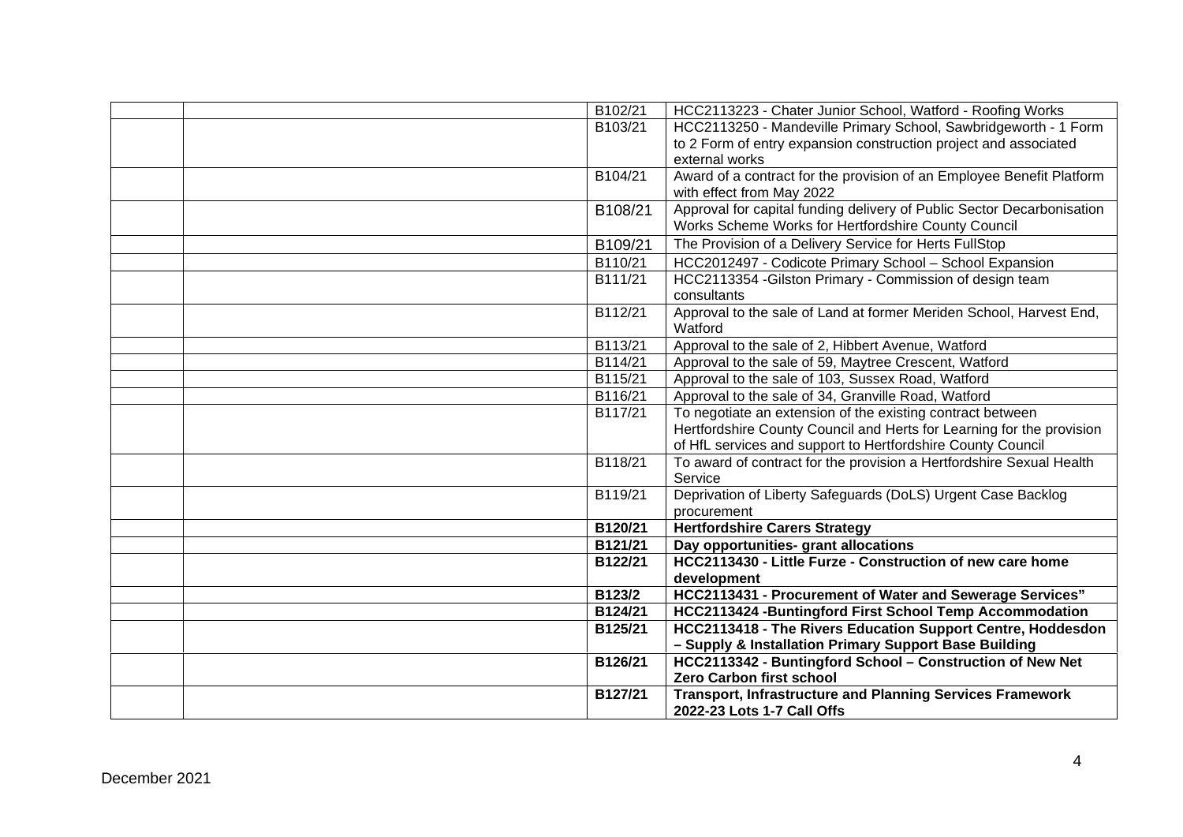| | | | |
|---|---|---|---|
| | | B102/21 | HCC2113223 - Chater Junior School, Watford - Roofing Works |
| | | B103/21 | HCC2113250 - Mandeville Primary School, Sawbridgeworth - 1 Form to 2 Form of entry expansion construction project and associated external works |
| | | B104/21 | Award of a contract for the provision of an Employee Benefit Platform with effect from May 2022 |
| | | B108/21 | Approval for capital funding delivery of Public Sector Decarbonisation Works Scheme Works for Hertfordshire County Council |
| | | B109/21 | The Provision of a Delivery Service for Herts FullStop |
| | | B110/21 | HCC2012497 - Codicote Primary School – School Expansion |
| | | B111/21 | HCC2113354 -Gilston Primary - Commission of design team consultants |
| | | B112/21 | Approval to the sale of Land at former Meriden School, Harvest End, Watford |
| | | B113/21 | Approval to the sale of 2, Hibbert Avenue, Watford |
| | | B114/21 | Approval to the sale of 59, Maytree Crescent, Watford |
| | | B115/21 | Approval to the sale of 103, Sussex Road, Watford |
| | | B116/21 | Approval to the sale of 34, Granville Road, Watford |
| | | B117/21 | To negotiate an extension of the existing contract between Hertfordshire County Council and Herts for Learning for the provision of HfL services and support to Hertfordshire County Council |
| | | B118/21 | To award of contract for the provision a Hertfordshire Sexual Health Service |
| | | B119/21 | Deprivation of Liberty Safeguards (DoLS) Urgent Case Backlog procurement |
| | | **B120/21** | **Hertfordshire Carers Strategy** |
| | | **B121/21** | **Day opportunities- grant allocations** |
| | | **B122/21** | **HCC2113430 - Little Furze - Construction of new care home development** |
| | | **B123/2** | **HCC2113431 - Procurement of Water and Sewerage Services"** |
| | | **B124/21** | **HCC2113424 -Buntingford First School Temp Accommodation** |
| | | **B125/21** | **HCC2113418 - The Rivers Education Support Centre, Hoddesdon – Supply & Installation Primary Support Base Building** |
| | | **B126/21** | **HCC2113342 - Buntingford School – Construction of New Net Zero Carbon first school** |
| | | **B127/21** | **Transport, Infrastructure and Planning Services Framework 2022-23 Lots 1-7 Call Offs** |

December 2021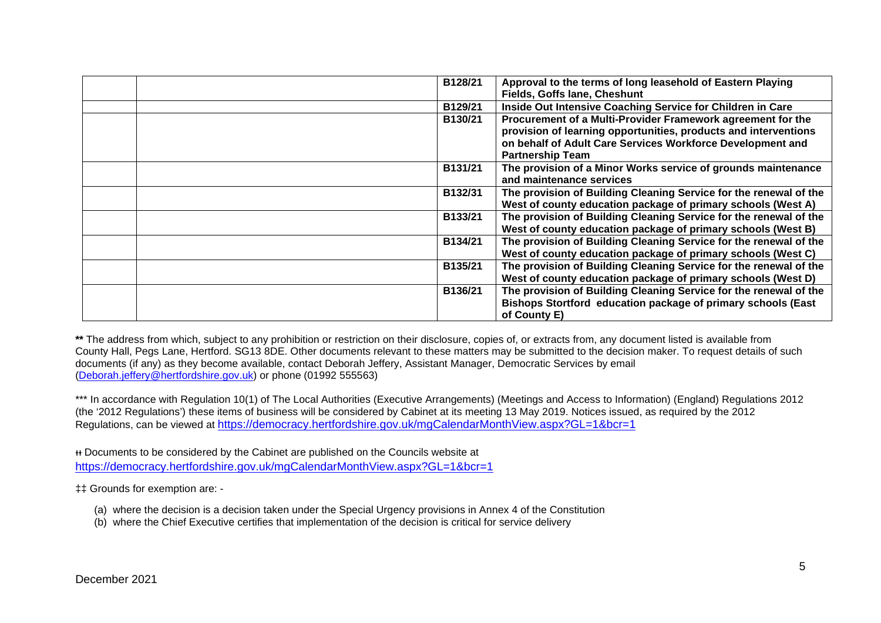| | | | |
|---|---|---|---|
| | | B128/21 | **Approval to the terms of long leasehold of Eastern Playing Fields, Goffs lane, Cheshunt** |
| | | B129/21 | **Inside Out Intensive Coaching Service for Children in Care** |
| | | B130/21 | **Procurement of a Multi-Provider Framework agreement for the provision of learning opportunities, products and interventions on behalf of Adult Care Services Workforce Development and Partnership Team** |
| | | B131/21 | **The provision of a Minor Works service of grounds maintenance and maintenance services** |
| | | B132/31 | **The provision of Building Cleaning Service for the renewal of the West of county education package of primary schools (West A)** |
| | | B133/21 | **The provision of Building Cleaning Service for the renewal of the West of county education package of primary schools (West B)** |
| | | B134/21 | **The provision of Building Cleaning Service for the renewal of the West of county education package of primary schools (West C)** |
| | | B135/21 | **The provision of Building Cleaning Service for the renewal of the West of county education package of primary schools (West D)** |
| | | B136/21 | **The provision of Building Cleaning Service for the renewal of the Bishops Stortford education package of primary schools (East of County E)** |

**\*\*** The address from which, subject to any prohibition or restriction on their disclosure, copies of, or extracts from, any document listed is available from County Hall, Pegs Lane, Hertford. SG13 8DE. Other documents relevant to these matters may be submitted to the decision maker. To request details of such documents (if any) as they become available, contact Deborah Jeffery, Assistant Manager, Democratic Services by email (Deborah.jeffery@hertfordshire.gov.uk) or phone (01992 555563)

\*\*\* In accordance with Regulation 10(1) of The Local Authorities (Executive Arrangements) (Meetings and Access to Information) (England) Regulations 2012 (the '2012 Regulations') these items of business will be considered by Cabinet at its meeting 13 May 2019. Notices issued, as required by the 2012 Regulations, can be viewed at https://democracy.hertfordshire.gov.uk/mgCalendarMonthView.aspx?GL=1&bcr=1

ƗƗ Documents to be considered by the Cabinet are published on the Councils website at https://democracy.hertfordshire.gov.uk/mgCalendarMonthView.aspx?GL=1&bcr=1

‡‡ Grounds for exemption are: -

(a) where the decision is a decision taken under the Special Urgency provisions in Annex 4 of the Constitution
(b) where the Chief Executive certifies that implementation of the decision is critical for service delivery

December 2021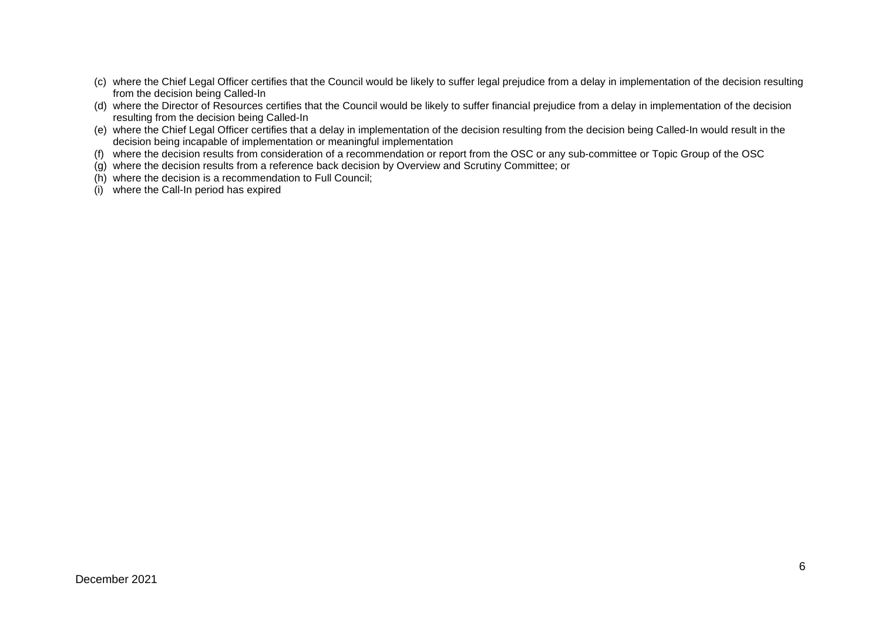(c) where the Chief Legal Officer certifies that the Council would be likely to suffer legal prejudice from a delay in implementation of the decision resulting from the decision being Called-In

(d) where the Director of Resources certifies that the Council would be likely to suffer financial prejudice from a delay in implementation of the decision resulting from the decision being Called-In

(e) where the Chief Legal Officer certifies that a delay in implementation of the decision resulting from the decision being Called-In would result in the decision being incapable of implementation or meaningful implementation

(f) where the decision results from consideration of a recommendation or report from the OSC or any sub-committee or Topic Group of the OSC

(g) where the decision results from a reference back decision by Overview and Scrutiny Committee; or

(h) where the decision is a recommendation to Full Council;

(i) where the Call-In period has expired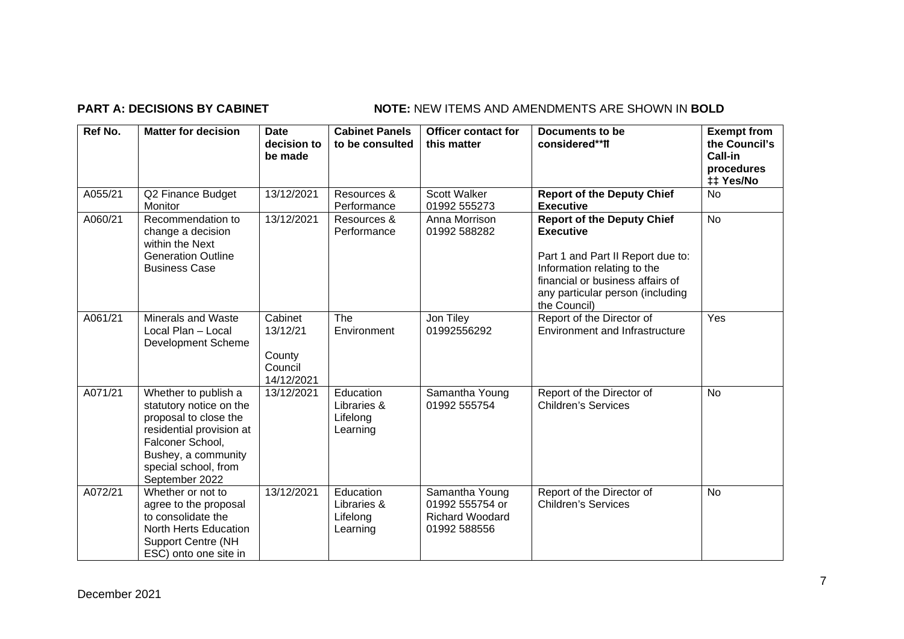**PART A: DECISIONS BY CABINET** **NOTE:** NEW ITEMS AND AMENDMENTS ARE SHOWN IN **BOLD**

| Ref No. | Matter for decision | Date decision to be made | Cabinet Panels to be consulted | Officer contact for this matter | Documents to be considered**ƗƗ | Exempt from the Council's Call-in procedures ‡‡ Yes/No |
|---|---|---|---|---|---|---|
| A055/21 | Q2 Finance Budget Monitor | 13/12/2021 | Resources & Performance | Scott Walker 01992 555273 | **Report of the Deputy Chief Executive** | No |
| A060/21 | Recommendation to change a decision within the Next Generation Outline Business Case | 13/12/2021 | Resources & Performance | Anna Morrison 01992 588282 | **Report of the Deputy Chief Executive**<br><br>Part 1 and Part II Report due to: Information relating to the financial or business affairs of any particular person (including the Council) | No |
| A061/21 | Minerals and Waste Local Plan – Local Development Scheme | Cabinet 13/12/21<br><br>County Council 14/12/2021 | The Environment | Jon Tiley 01992556292 | Report of the Director of Environment and Infrastructure | Yes |
| A071/21 | Whether to publish a statutory notice on the proposal to close the residential provision at Falconer School, Bushey, a community special school, from September 2022 | 13/12/2021 | Education Libraries & Lifelong Learning | Samantha Young 01992 555754 | Report of the Director of Children's Services | No |
| A072/21 | Whether or not to agree to the proposal to consolidate the North Herts Education Support Centre (NH ESC) onto one site in | 13/12/2021 | Education Libraries & Lifelong Learning | Samantha Young 01992 555754 or Richard Woodard 01992 588556 | Report of the Director of Children's Services | No |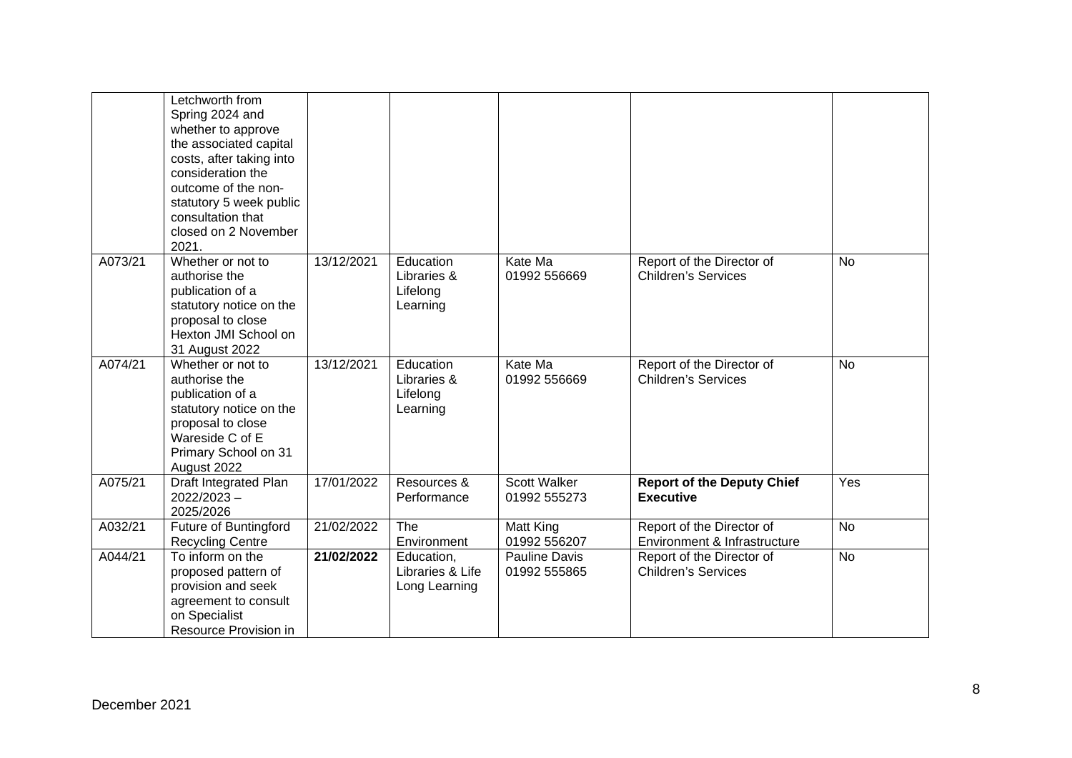| | | | | | | |
|---|---|---|---|---|---|---|
| | Letchworth from Spring 2024 and whether to approve the associated capital costs, after taking into consideration the outcome of the non-statutory 5 week public consultation that closed on 2 November 2021. | | | | | |
| A073/21 | Whether or not to authorise the publication of a statutory notice on the proposal to close Hexton JMI School on 31 August 2022 | 13/12/2021 | Education Libraries & Lifelong Learning | Kate Ma 01992 556669 | Report of the Director of Children's Services | No |
| A074/21 | Whether or not to authorise the publication of a statutory notice on the proposal to close Wareside C of E Primary School on 31 August 2022 | 13/12/2021 | Education Libraries & Lifelong Learning | Kate Ma 01992 556669 | Report of the Director of Children's Services | No |
| A075/21 | Draft Integrated Plan 2022/2023 – 2025/2026 | 17/01/2022 | Resources & Performance | Scott Walker 01992 555273 | **Report of the Deputy Chief Executive** | Yes |
| A032/21 | Future of Buntingford Recycling Centre | 21/02/2022 | The Environment | Matt King 01992 556207 | Report of the Director of Environment & Infrastructure | No |
| A044/21 | To inform on the proposed pattern of provision and seek agreement to consult on Specialist Resource Provision in | **21/02/2022** | Education, Libraries & Life Long Learning | Pauline Davis 01992 555865 | Report of the Director of Children's Services | No |

December 2021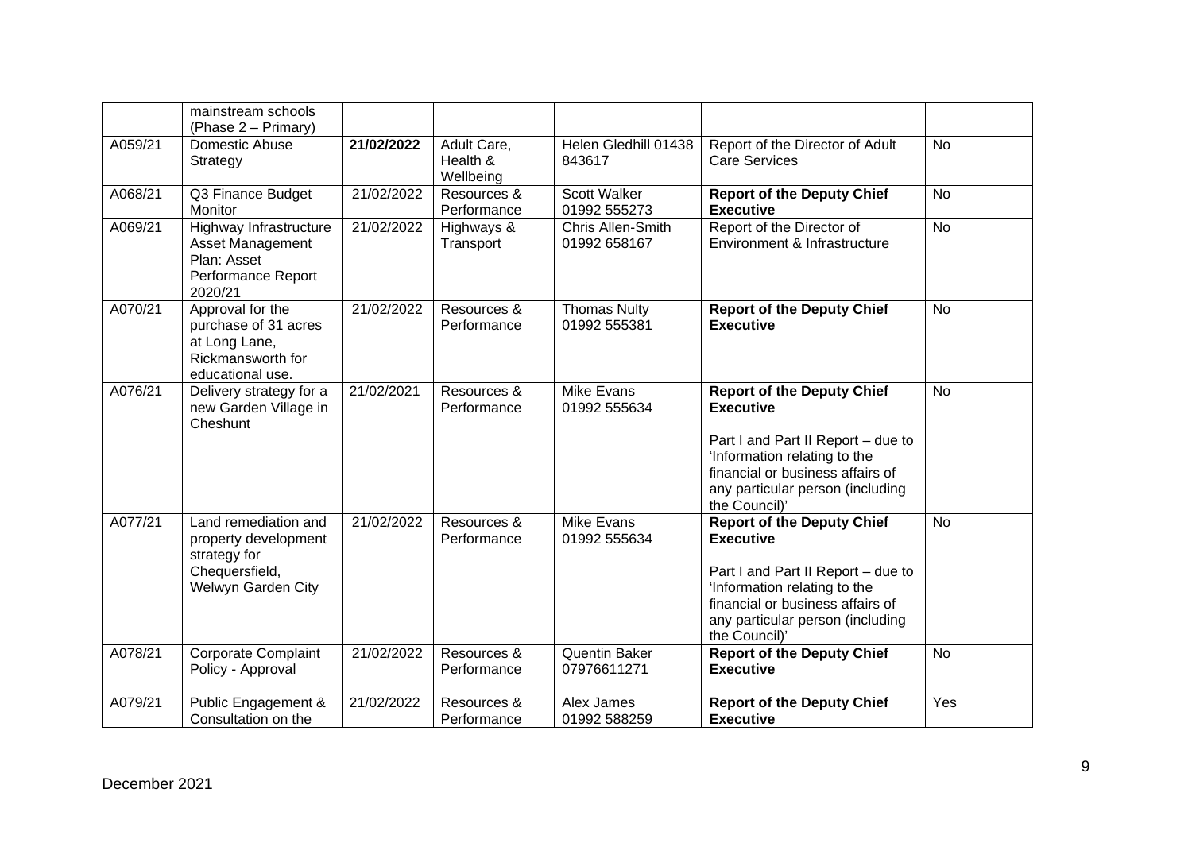| | | | | | | |
|---|---|---|---|---|---|---|
| | mainstream schools (Phase 2 – Primary) | | | | | |
| A059/21 | Domestic Abuse Strategy | **21/02/2022** | Adult Care, Health & Wellbeing | Helen Gledhill 01438 843617 | Report of the Director of Adult Care Services | No |
| A068/21 | Q3 Finance Budget Monitor | 21/02/2022 | Resources & Performance | Scott Walker 01992 555273 | **Report of the Deputy Chief Executive** | No |
| A069/21 | Highway Infrastructure Asset Management Plan: Asset Performance Report 2020/21 | 21/02/2022 | Highways & Transport | Chris Allen-Smith 01992 658167 | Report of the Director of Environment & Infrastructure | No |
| A070/21 | Approval for the purchase of 31 acres at Long Lane, Rickmansworth for educational use. | 21/02/2022 | Resources & Performance | Thomas Nulty 01992 555381 | **Report of the Deputy Chief Executive** | No |
| A076/21 | Delivery strategy for a new Garden Village in Cheshunt | 21/02/2021 | Resources & Performance | Mike Evans 01992 555634 | **Report of the Deputy Chief Executive**<br><br>Part I and Part II Report – due to 'Information relating to the financial or business affairs of any particular person (including the Council)' | No |
| A077/21 | Land remediation and property development strategy for Chequersfield, Welwyn Garden City | 21/02/2022 | Resources & Performance | Mike Evans 01992 555634 | **Report of the Deputy Chief Executive**<br><br>Part I and Part II Report – due to 'Information relating to the financial or business affairs of any particular person (including the Council)' | No |
| A078/21 | Corporate Complaint Policy - Approval | 21/02/2022 | Resources & Performance | Quentin Baker 07976611271 | **Report of the Deputy Chief Executive** | No |
| A079/21 | Public Engagement & Consultation on the | 21/02/2022 | Resources & Performance | Alex James 01992 588259 | **Report of the Deputy Chief Executive** | Yes |

December 2021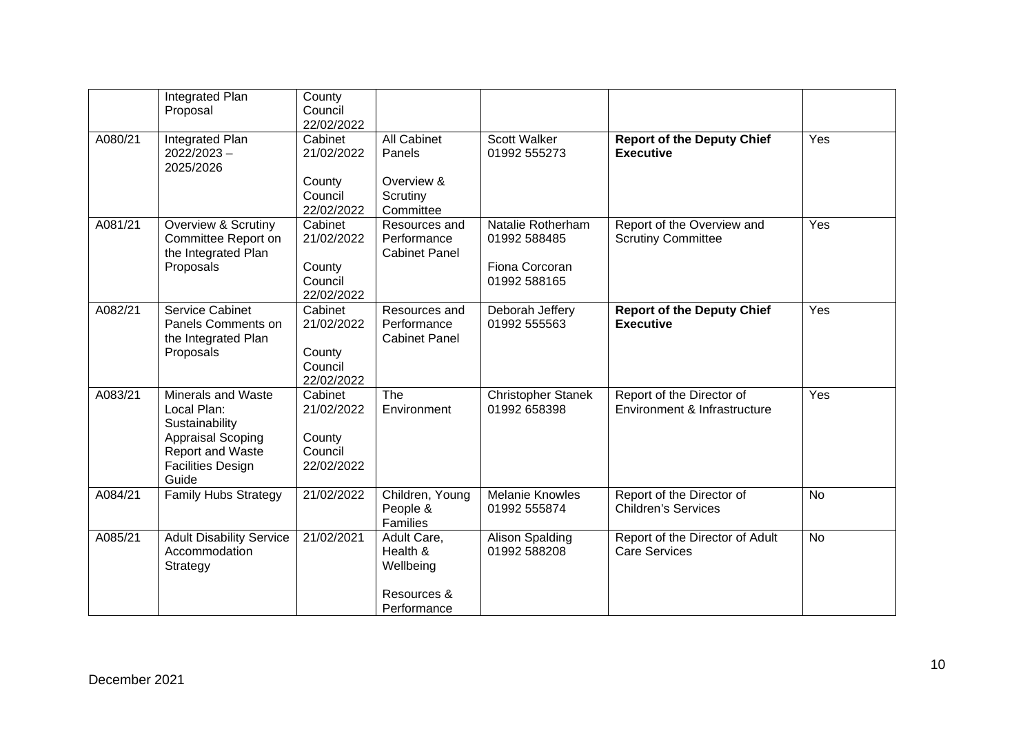| | | | | | | |
|---|---|---|---|---|---|---|
| | Integrated Plan Proposal | County Council 22/02/2022 | | | | |
| A080/21 | Integrated Plan 2022/2023 – 2025/2026 | Cabinet 21/02/2022<br><br>County Council 22/02/2022 | All Cabinet Panels<br><br>Overview & Scrutiny Committee | Scott Walker 01992 555273 | **Report of the Deputy Chief Executive** | Yes |
| A081/21 | Overview & Scrutiny Committee Report on the Integrated Plan Proposals | Cabinet 21/02/2022<br><br>County Council 22/02/2022 | Resources and Performance Cabinet Panel | Natalie Rotherham 01992 588485<br><br>Fiona Corcoran 01992 588165 | Report of the Overview and Scrutiny Committee | Yes |
| A082/21 | Service Cabinet Panels Comments on the Integrated Plan Proposals | Cabinet 21/02/2022<br><br>County Council 22/02/2022 | Resources and Performance Cabinet Panel | Deborah Jeffery 01992 555563 | **Report of the Deputy Chief Executive** | Yes |
| A083/21 | Minerals and Waste Local Plan: Sustainability Appraisal Scoping Report and Waste Facilities Design Guide | Cabinet 21/02/2022<br><br>County Council 22/02/2022 | The Environment | Christopher Stanek 01992 658398 | Report of the Director of Environment & Infrastructure | Yes |
| A084/21 | Family Hubs Strategy | 21/02/2022 | Children, Young People & Families | Melanie Knowles 01992 555874 | Report of the Director of Children's Services | No |
| A085/21 | Adult Disability Service Accommodation Strategy | 21/02/2021 | Adult Care, Health & Wellbeing<br><br>Resources & Performance | Alison Spalding 01992 588208 | Report of the Director of Adult Care Services | No |

December 2021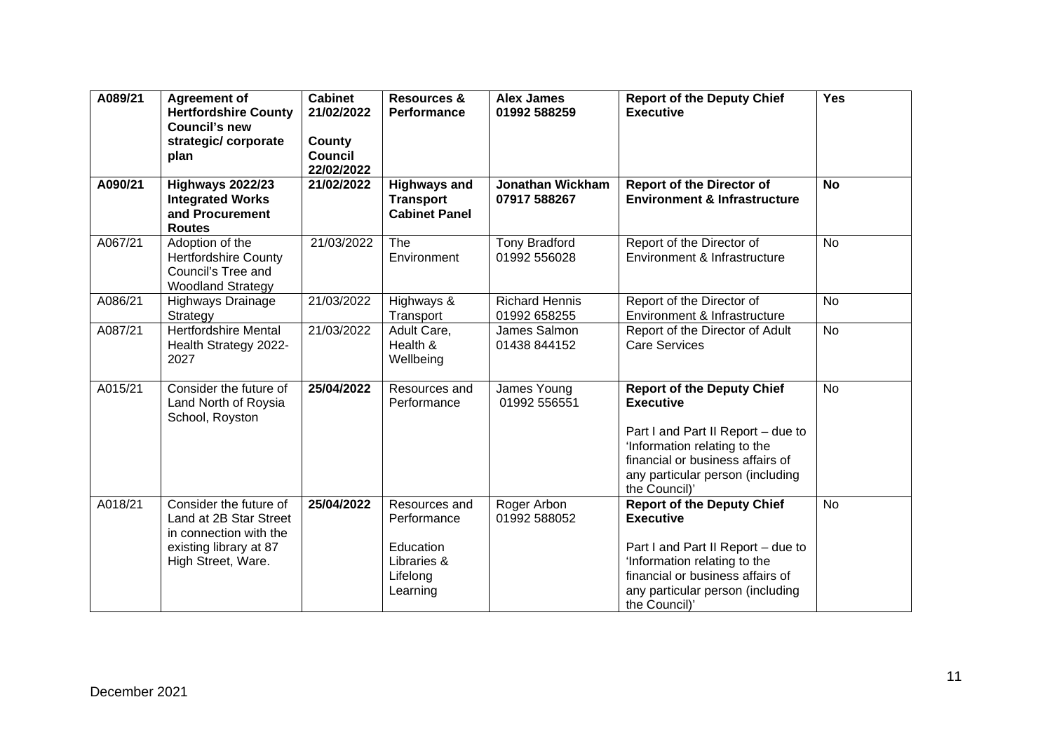| A089/21 | **Agreement of Hertfordshire County Council's new strategic/ corporate plan** | **Cabinet 21/02/2022**<br><br>**County Council 22/02/2022** | **Resources & Performance** | **Alex James 01992 588259** | **Report of the Deputy Chief Executive** | **Yes** |
|---|---|---|---|---|---|---|
| **A090/21** | **Highways 2022/23 Integrated Works and Procurement Routes** | **21/02/2022** | **Highways and Transport Cabinet Panel** | **Jonathan Wickham 07917 588267** | **Report of the Director of Environment & Infrastructure** | **No** |
| A067/21 | Adoption of the Hertfordshire County Council's Tree and Woodland Strategy | 21/03/2022 | The Environment | Tony Bradford 01992 556028 | Report of the Director of Environment & Infrastructure | No |
| A086/21 | Highways Drainage Strategy | 21/03/2022 | Highways & Transport | Richard Hennis 01992 658255 | Report of the Director of Environment & Infrastructure | No |
| A087/21 | Hertfordshire Mental Health Strategy 2022-2027 | 21/03/2022 | Adult Care, Health & Wellbeing | James Salmon 01438 844152 | Report of the Director of Adult Care Services | No |
| A015/21 | Consider the future of Land North of Roysia School, Royston | **25/04/2022** | Resources and Performance | James Young 01992 556551 | **Report of the Deputy Chief Executive**<br><br>Part I and Part II Report – due to 'Information relating to the financial or business affairs of any particular person (including the Council)' | No |
| A018/21 | Consider the future of Land at 2B Star Street in connection with the existing library at 87 High Street, Ware. | **25/04/2022** | Resources and Performance<br><br>Education Libraries & Lifelong Learning | Roger Arbon 01992 588052 | **Report of the Deputy Chief Executive**<br><br>Part I and Part II Report – due to 'Information relating to the financial or business affairs of any particular person (including the Council)' | No |

December 2021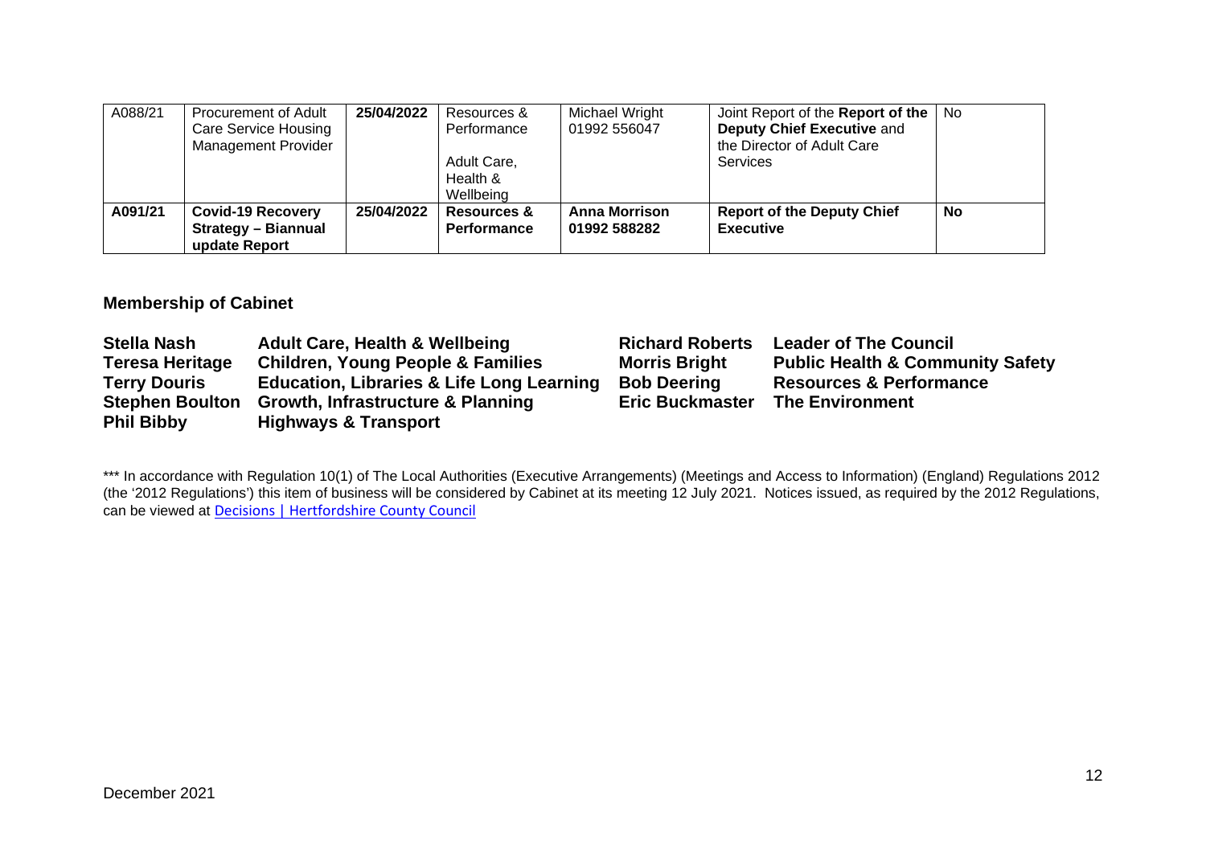| A088/21 | Procurement of Adult Care Service Housing Management Provider | **25/04/2022** | Resources & Performance<br><br>Adult Care, Health & Wellbeing | Michael Wright 01992 556047 | Joint Report of the **Report of the Deputy Chief Executive** and the Director of Adult Care Services | No |
|---|---|---|---|---|---|---|
| **A091/21** | **Covid-19 Recovery Strategy – Biannual update Report** | **25/04/2022** | **Resources & Performance** | **Anna Morrison 01992 588282** | **Report of the Deputy Chief Executive** | **No** |

## Membership of Cabinet

| | | | |
|---|---|---|---|
| **Stella Nash** | **Adult Care, Health & Wellbeing** | **Richard Roberts** | **Leader of The Council** |
| **Teresa Heritage** | **Children, Young People & Families** | **Morris Bright** | **Public Health & Community Safety** |
| **Terry Douris** | **Education, Libraries & Life Long Learning** | **Bob Deering** | **Resources & Performance** |
| **Stephen Boulton** | **Growth, Infrastructure & Planning** | **Eric Buckmaster** | **The Environment** |
| **Phil Bibby** | **Highways & Transport** | | |

*** In accordance with Regulation 10(1) of The Local Authorities (Executive Arrangements) (Meetings and Access to Information) (England) Regulations 2012 (the '2012 Regulations') this item of business will be considered by Cabinet at its meeting 12 July 2021. Notices issued, as required by the 2012 Regulations, can be viewed at [Decisions | Hertfordshire County Council]

December 2021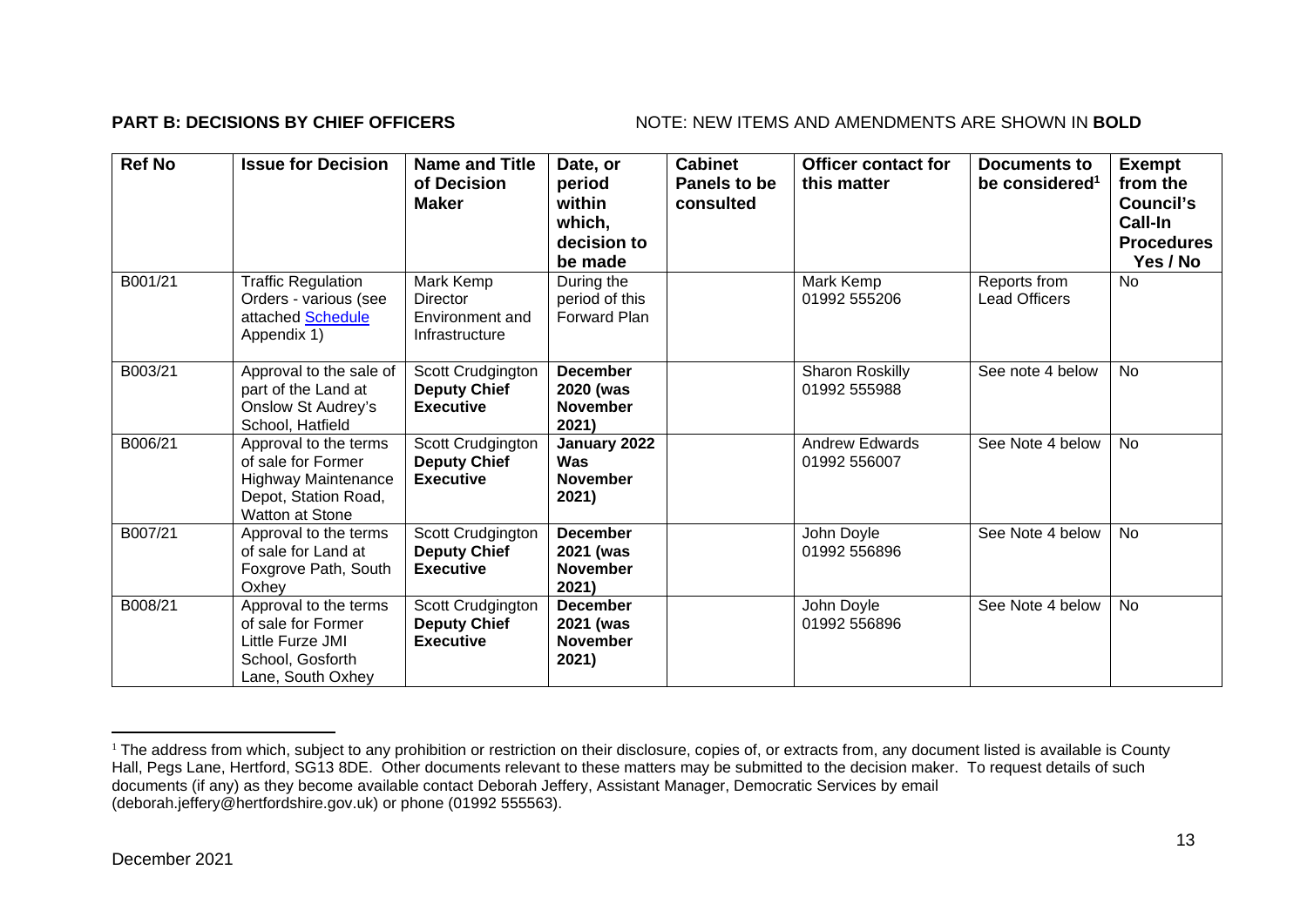**PART B: DECISIONS BY CHIEF OFFICERS** NOTE: NEW ITEMS AND AMENDMENTS ARE SHOWN IN **BOLD**

| Ref No | Issue for Decision | Name and Title of Decision Maker | Date, or period within which, decision to be made | Cabinet Panels to be consulted | Officer contact for this matter | Documents to be considered[1] | Exempt from the Council's Call-In Procedures Yes / No |
|---|---|---|---|---|---|---|---|
| B001/21 | Traffic Regulation Orders - various (see attached Schedule Appendix 1) | Mark Kemp Director Environment and Infrastructure | During the period of this Forward Plan | | Mark Kemp 01992 555206 | Reports from Lead Officers | No |
| B003/21 | Approval to the sale of part of the Land at Onslow St Audrey's School, Hatfield | Scott Crudgington **Deputy Chief Executive** | **December 2020 (was November 2021)** | | Sharon Roskilly 01992 555988 | See note 4 below | No |
| B006/21 | Approval to the terms of sale for Former Highway Maintenance Depot, Station Road, Watton at Stone | Scott Crudgington **Deputy Chief Executive** | **January 2022 Was November 2021)** | | Andrew Edwards 01992 556007 | See Note 4 below | No |
| B007/21 | Approval to the terms of sale for Land at Foxgrove Path, South Oxhey | Scott Crudgington **Deputy Chief Executive** | **December 2021 (was November 2021)** | | John Doyle 01992 556896 | See Note 4 below | No |
| B008/21 | Approval to the terms of sale for Former Little Furze JMI School, Gosforth Lane, South Oxhey | Scott Crudgington **Deputy Chief Executive** | **December 2021 (was November 2021)** | | John Doyle 01992 556896 | See Note 4 below | No |

[1] The address from which, subject to any prohibition or restriction on their disclosure, copies of, or extracts from, any document listed is available is County Hall, Pegs Lane, Hertford, SG13 8DE. Other documents relevant to these matters may be submitted to the decision maker. To request details of such documents (if any) as they become available contact Deborah Jeffery, Assistant Manager, Democratic Services by email (deborah.jeffery@hertfordshire.gov.uk) or phone (01992 555563).

December 2021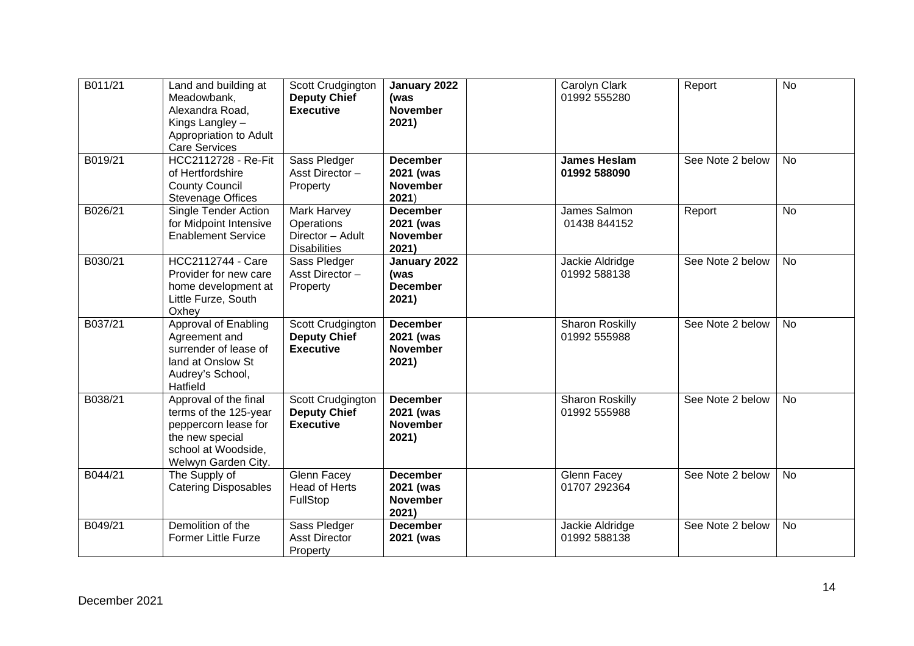| B011/21 | Land and building at Meadowbank, Alexandra Road, Kings Langley – Appropriation to Adult Care Services | Scott Crudgington **Deputy Chief Executive** | **January 2022 (was November 2021)** | | Carolyn Clark 01992 555280 | Report | No |
|---|---|---|---|---|---|---|---|
| B019/21 | HCC2112728 - Re-Fit of Hertfordshire County Council Stevenage Offices | Sass Pledger Asst Director – Property | **December 2021 (was November 2021)** | | **James Heslam 01992 588090** | See Note 2 below | No |
| B026/21 | Single Tender Action for Midpoint Intensive Enablement Service | Mark Harvey Operations Director – Adult Disabilities | **December 2021 (was November 2021)** | | James Salmon 01438 844152 | Report | No |
| B030/21 | HCC2112744 - Care Provider for new care home development at Little Furze, South Oxhey | Sass Pledger Asst Director – Property | **January 2022 (was December 2021)** | | Jackie Aldridge 01992 588138 | See Note 2 below | No |
| B037/21 | Approval of Enabling Agreement and surrender of lease of land at Onslow St Audrey's School, Hatfield | Scott Crudgington **Deputy Chief Executive** | **December 2021 (was November 2021)** | | Sharon Roskilly 01992 555988 | See Note 2 below | No |
| B038/21 | Approval of the final terms of the 125-year peppercorn lease for the new special school at Woodside, Welwyn Garden City. | Scott Crudgington **Deputy Chief Executive** | **December 2021 (was November 2021)** | | Sharon Roskilly 01992 555988 | See Note 2 below | No |
| B044/21 | The Supply of Catering Disposables | Glenn Facey Head of Herts FullStop | **December 2021 (was November 2021)** | | Glenn Facey 01707 292364 | See Note 2 below | No |
| B049/21 | Demolition of the Former Little Furze | Sass Pledger Asst Director Property | **December 2021 (was** | | Jackie Aldridge 01992 588138 | See Note 2 below | No |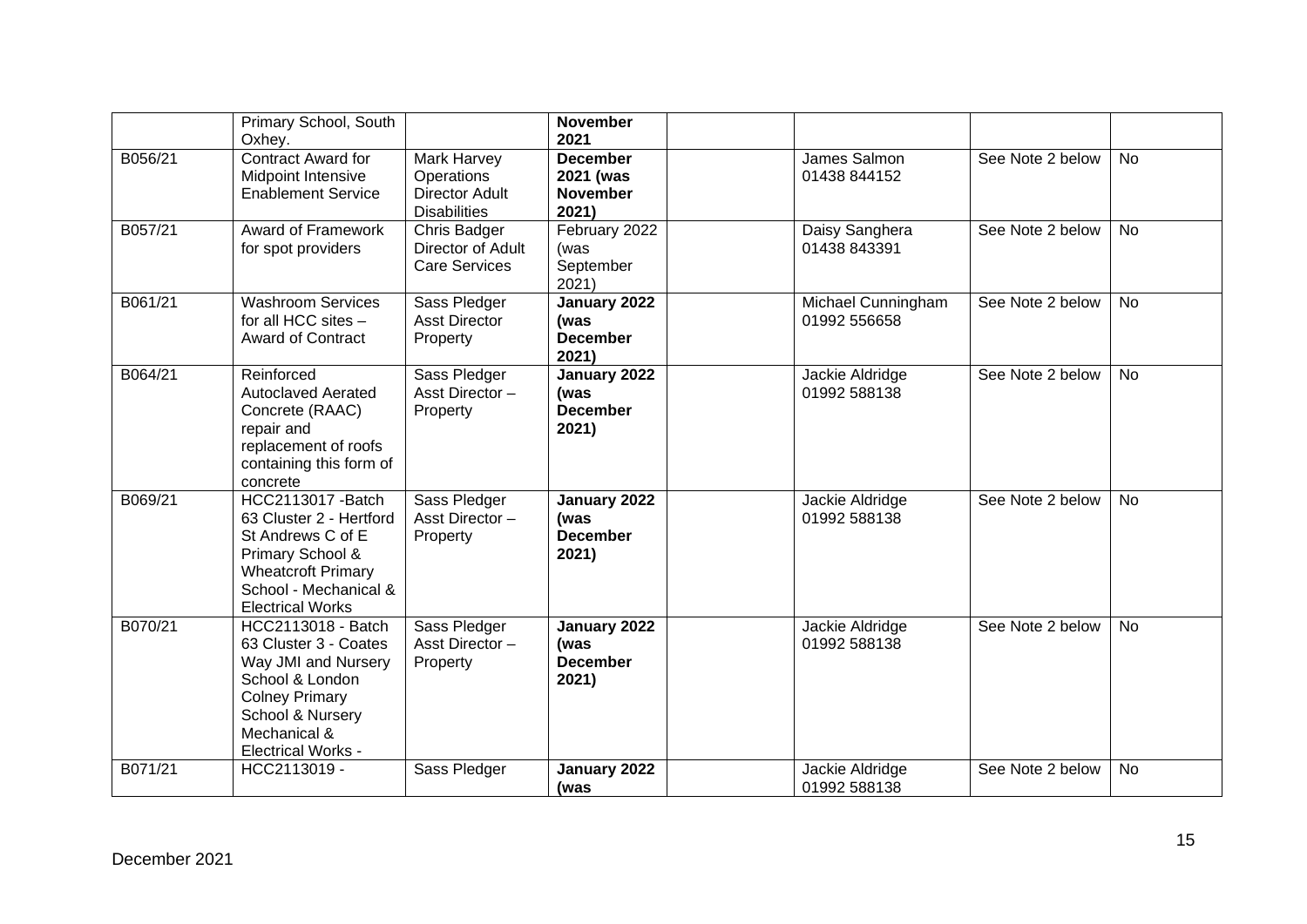| | | | | | | | |
|---|---|---|---|---|---|---|---|
| | Primary School, South Oxhey. | | **November 2021** | | | | |
| B056/21 | Contract Award for Midpoint Intensive Enablement Service | Mark Harvey Operations Director Adult Disabilities | **December 2021 (was November 2021)** | | James Salmon 01438 844152 | See Note 2 below | No |
| B057/21 | Award of Framework for spot providers | Chris Badger Director of Adult Care Services | February 2022 (was September 2021) | | Daisy Sanghera 01438 843391 | See Note 2 below | No |
| B061/21 | Washroom Services for all HCC sites – Award of Contract | Sass Pledger Asst Director Property | **January 2022 (was December 2021)** | | Michael Cunningham 01992 556658 | See Note 2 below | No |
| B064/21 | Reinforced Autoclaved Aerated Concrete (RAAC) repair and replacement of roofs containing this form of concrete | Sass Pledger Asst Director – Property | **January 2022 (was December 2021)** | | Jackie Aldridge 01992 588138 | See Note 2 below | No |
| B069/21 | HCC2113017 -Batch 63 Cluster 2 - Hertford St Andrews C of E Primary School & Wheatcroft Primary School - Mechanical & Electrical Works | Sass Pledger Asst Director – Property | **January 2022 (was December 2021)** | | Jackie Aldridge 01992 588138 | See Note 2 below | No |
| B070/21 | HCC2113018 - Batch 63 Cluster 3 - Coates Way JMI and Nursery School & London Colney Primary School & Nursery Mechanical & Electrical Works - | Sass Pledger Asst Director – Property | **January 2022 (was December 2021)** | | Jackie Aldridge 01992 588138 | See Note 2 below | No |
| B071/21 | HCC2113019 - | Sass Pledger | **January 2022 (was** | | Jackie Aldridge 01992 588138 | See Note 2 below | No |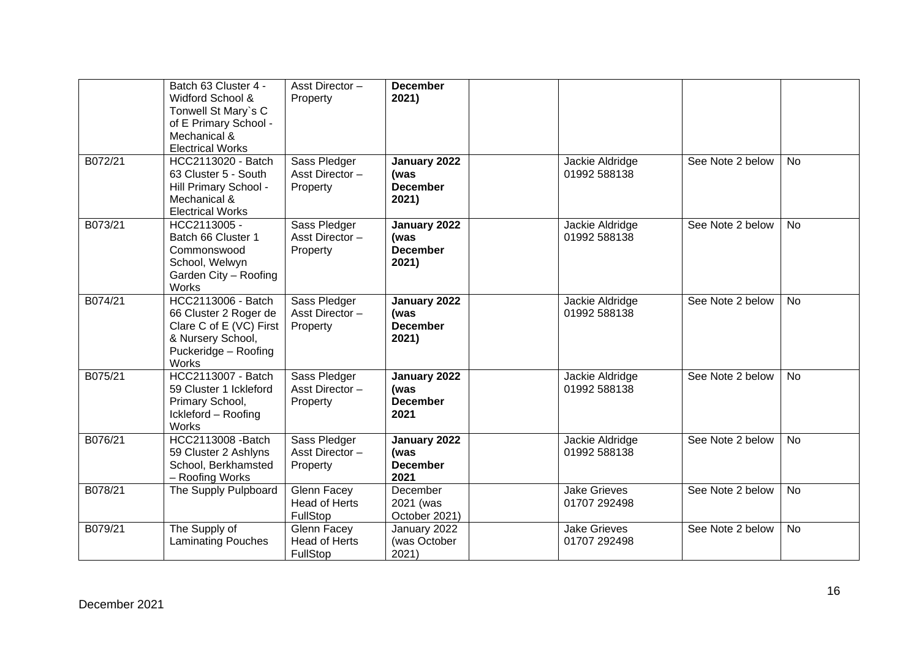| | | | | | | | |
|---|---|---|---|---|---|---|---|
| | Batch 63 Cluster 4 - Widford School & Tonwell St Mary`s C of E Primary School - Mechanical & Electrical Works | Asst Director – Property | **December 2021)** | | | | |
| B072/21 | HCC2113020 - Batch 63 Cluster 5 - South Hill Primary School - Mechanical & Electrical Works | Sass Pledger Asst Director – Property | **January 2022 (was December 2021)** | | Jackie Aldridge 01992 588138 | See Note 2 below | No |
| B073/21 | HCC2113005 - Batch 66 Cluster 1 Commonswood School, Welwyn Garden City – Roofing Works | Sass Pledger Asst Director – Property | **January 2022 (was December 2021)** | | Jackie Aldridge 01992 588138 | See Note 2 below | No |
| B074/21 | HCC2113006 - Batch 66 Cluster 2 Roger de Clare C of E (VC) First & Nursery School, Puckeridge – Roofing Works | Sass Pledger Asst Director – Property | **January 2022 (was December 2021)** | | Jackie Aldridge 01992 588138 | See Note 2 below | No |
| B075/21 | HCC2113007 - Batch 59 Cluster 1 Ickleford Primary School, Ickleford – Roofing Works | Sass Pledger Asst Director – Property | **January 2022 (was December 2021** | | Jackie Aldridge 01992 588138 | See Note 2 below | No |
| B076/21 | HCC2113008 -Batch 59 Cluster 2 Ashlyns School, Berkhamsted – Roofing Works | Sass Pledger Asst Director – Property | **January 2022 (was December 2021** | | Jackie Aldridge 01992 588138 | See Note 2 below | No |
| B078/21 | The Supply Pulpboard | Glenn Facey Head of Herts FullStop | December 2021 (was October 2021) | | Jake Grieves 01707 292498 | See Note 2 below | No |
| B079/21 | The Supply of Laminating Pouches | Glenn Facey Head of Herts FullStop | January 2022 (was October 2021) | | Jake Grieves 01707 292498 | See Note 2 below | No |

December 2021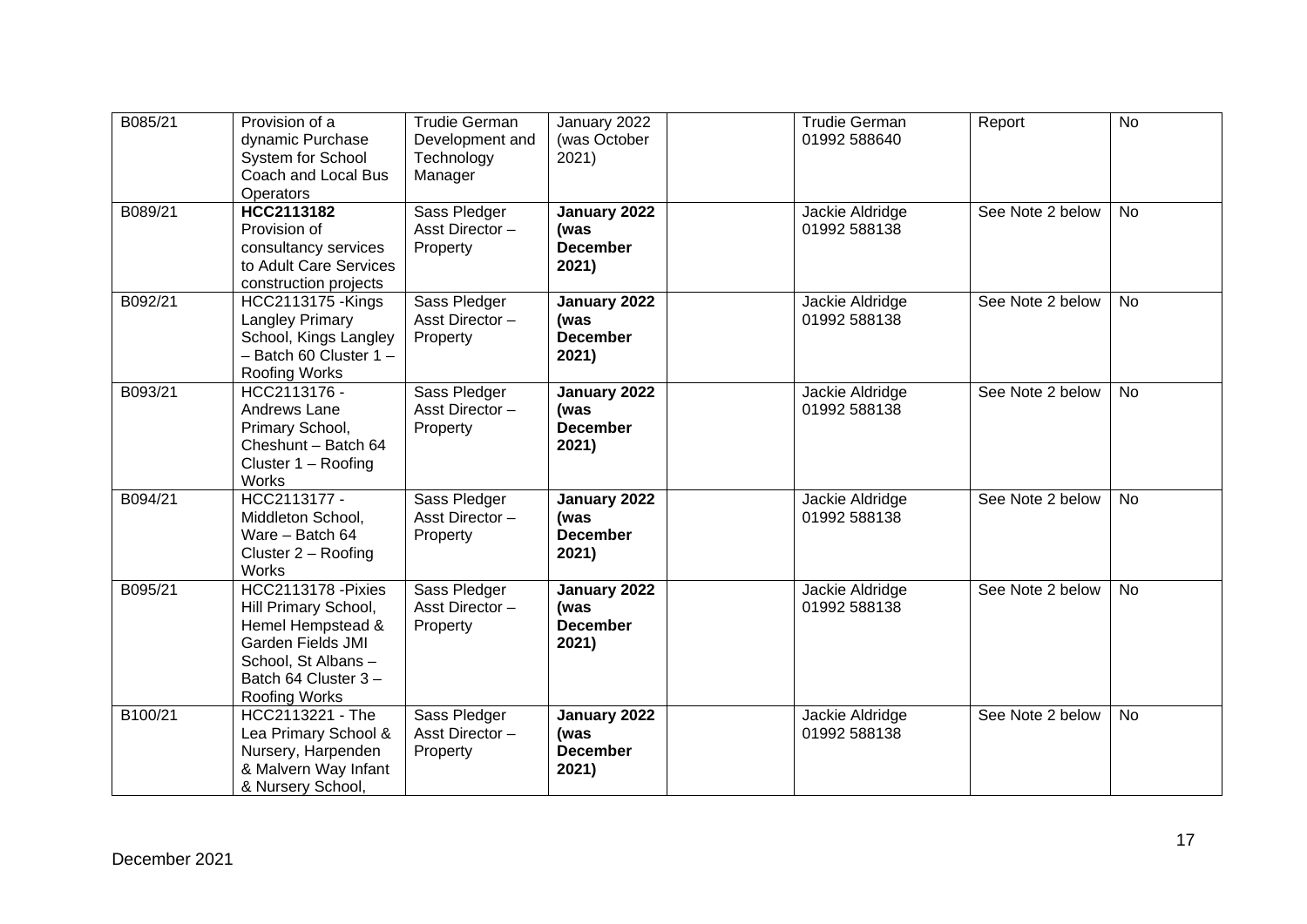| | | | | | | | |
|---|---|---|---|---|---|---|---|
| B085/21 | Provision of a dynamic Purchase System for School Coach and Local Bus Operators | Trudie German Development and Technology Manager | January 2022 (was October 2021) | | Trudie German 01992 588640 | Report | No |
| B089/21 | **HCC2113182** Provision of consultancy services to Adult Care Services construction projects | Sass Pledger Asst Director – Property | **January 2022 (was December 2021)** | | Jackie Aldridge 01992 588138 | See Note 2 below | No |
| B092/21 | HCC2113175 -Kings Langley Primary School, Kings Langley – Batch 60 Cluster 1 – Roofing Works | Sass Pledger Asst Director – Property | **January 2022 (was December 2021)** | | Jackie Aldridge 01992 588138 | See Note 2 below | No |
| B093/21 | HCC2113176 - Andrews Lane Primary School, Cheshunt – Batch 64 Cluster 1 – Roofing Works | Sass Pledger Asst Director – Property | **January 2022 (was December 2021)** | | Jackie Aldridge 01992 588138 | See Note 2 below | No |
| B094/21 | HCC2113177 - Middleton School, Ware – Batch 64 Cluster 2 – Roofing Works | Sass Pledger Asst Director – Property | **January 2022 (was December 2021)** | | Jackie Aldridge 01992 588138 | See Note 2 below | No |
| B095/21 | HCC2113178 -Pixies Hill Primary School, Hemel Hempstead & Garden Fields JMI School, St Albans – Batch 64 Cluster 3 – Roofing Works | Sass Pledger Asst Director – Property | **January 2022 (was December 2021)** | | Jackie Aldridge 01992 588138 | See Note 2 below | No |
| B100/21 | HCC2113221 - The Lea Primary School & Nursery, Harpenden & Malvern Way Infant & Nursery School, | Sass Pledger Asst Director – Property | **January 2022 (was December 2021)** | | Jackie Aldridge 01992 588138 | See Note 2 below | No |

December 2021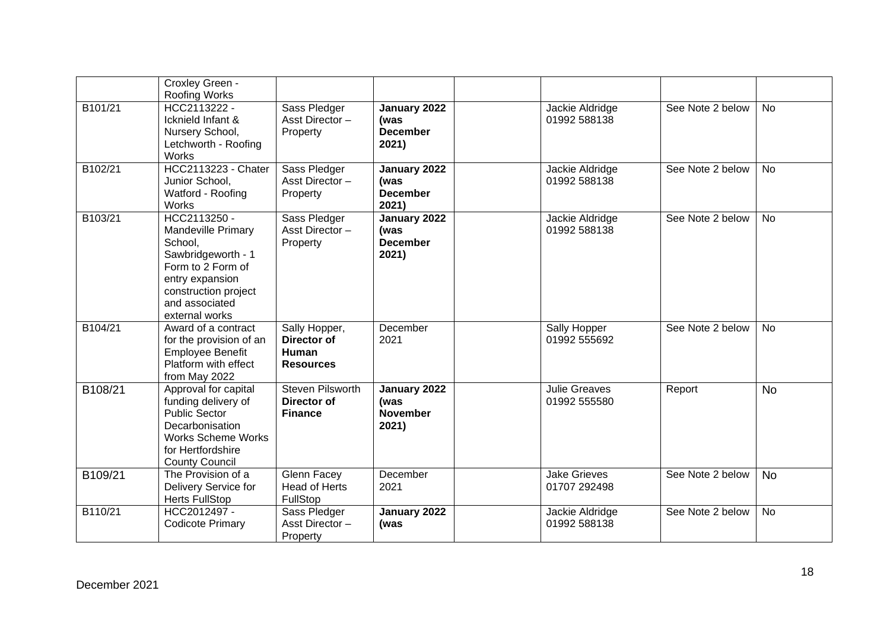| | | | | | | | |
|---|---|---|---|---|---|---|---|
| | Croxley Green - Roofing Works | | | | | | |
| B101/21 | HCC2113222 - Icknield Infant & Nursery School, Letchworth - Roofing Works | Sass Pledger Asst Director – Property | **January 2022 (was December 2021)** | | Jackie Aldridge 01992 588138 | See Note 2 below | No |
| B102/21 | HCC2113223 - Chater Junior School, Watford - Roofing Works | Sass Pledger Asst Director – Property | **January 2022 (was December 2021)** | | Jackie Aldridge 01992 588138 | See Note 2 below | No |
| B103/21 | HCC2113250 - Mandeville Primary School, Sawbridgeworth - 1 Form to 2 Form of entry expansion construction project and associated external works | Sass Pledger Asst Director – Property | **January 2022 (was December 2021)** | | Jackie Aldridge 01992 588138 | See Note 2 below | No |
| B104/21 | Award of a contract for the provision of an Employee Benefit Platform with effect from May 2022 | Sally Hopper, **Director of Human Resources** | December 2021 | | Sally Hopper 01992 555692 | See Note 2 below | No |
| B108/21 | Approval for capital funding delivery of Public Sector Decarbonisation Works Scheme Works for Hertfordshire County Council | Steven Pilsworth **Director of Finance** | **January 2022 (was November 2021)** | | Julie Greaves 01992 555580 | Report | No |
| B109/21 | The Provision of a Delivery Service for Herts FullStop | Glenn Facey Head of Herts FullStop | December 2021 | | Jake Grieves 01707 292498 | See Note 2 below | No |
| B110/21 | HCC2012497 - Codicote Primary | Sass Pledger Asst Director – Property | **January 2022 (was** | | Jackie Aldridge 01992 588138 | See Note 2 below | No |

December 2021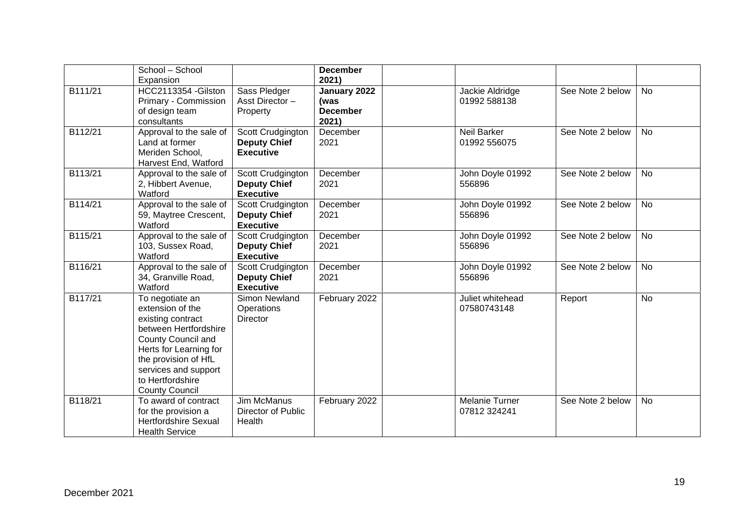|  | School – School Expansion |  | **December 2021)** |  |  |  |  |
|---|---|---|---|---|---|---|---|
| B111/21 | HCC2113354 -Gilston Primary - Commission of design team consultants | Sass Pledger Asst Director – Property | **January 2022 (was December 2021)** |  | Jackie Aldridge 01992 588138 | See Note 2 below | No |
| B112/21 | Approval to the sale of Land at former Meriden School, Harvest End, Watford | Scott Crudgington **Deputy Chief Executive** | December 2021 |  | Neil Barker 01992 556075 | See Note 2 below | No |
| B113/21 | Approval to the sale of 2, Hibbert Avenue, Watford | Scott Crudgington **Deputy Chief Executive** | December 2021 |  | John Doyle 01992 556896 | See Note 2 below | No |
| B114/21 | Approval to the sale of 59, Maytree Crescent, Watford | Scott Crudgington **Deputy Chief Executive** | December 2021 |  | John Doyle 01992 556896 | See Note 2 below | No |
| B115/21 | Approval to the sale of 103, Sussex Road, Watford | Scott Crudgington **Deputy Chief Executive** | December 2021 |  | John Doyle 01992 556896 | See Note 2 below | No |
| B116/21 | Approval to the sale of 34, Granville Road, Watford | Scott Crudgington **Deputy Chief Executive** | December 2021 |  | John Doyle 01992 556896 | See Note 2 below | No |
| B117/21 | To negotiate an extension of the existing contract between Hertfordshire County Council and Herts for Learning for the provision of HfL services and support to Hertfordshire County Council | Simon Newland Operations Director | February 2022 |  | Juliet whitehead 07580743148 | Report | No |
| B118/21 | To award of contract for the provision a Hertfordshire Sexual Health Service | Jim McManus Director of Public Health | February 2022 |  | Melanie Turner 07812 324241 | See Note 2 below | No |

December 2021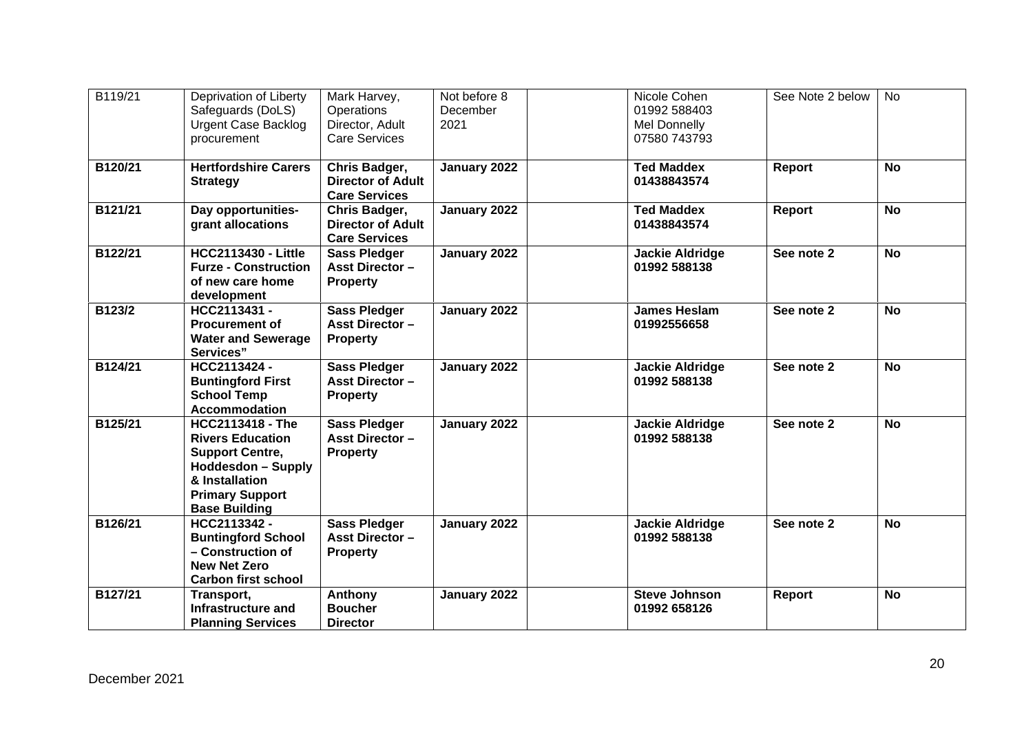| B119/21 | Deprivation of Liberty Safeguards (DoLS) Urgent Case Backlog procurement | Mark Harvey, Operations Director, Adult Care Services | Not before 8 December 2021 | | Nicole Cohen 01992 588403 Mel Donnelly 07580 743793 | See Note 2 below | No |
|---|---|---|---|---|---|---|---|
| **B120/21** | **Hertfordshire Carers Strategy** | **Chris Badger, Director of Adult Care Services** | **January 2022** | | **Ted Maddex 01438843574** | **Report** | **No** |
| **B121/21** | **Day opportunities-grant allocations** | **Chris Badger, Director of Adult Care Services** | **January 2022** | | **Ted Maddex 01438843574** | **Report** | **No** |
| **B122/21** | **HCC2113430 - Little Furze - Construction of new care home development** | **Sass Pledger Asst Director – Property** | **January 2022** | | **Jackie Aldridge 01992 588138** | **See note 2** | **No** |
| **B123/2** | **HCC2113431 - Procurement of Water and Sewerage Services"** | **Sass Pledger Asst Director – Property** | **January 2022** | | **James Heslam 01992556658** | **See note 2** | **No** |
| **B124/21** | **HCC2113424 - Buntingford First School Temp Accommodation** | **Sass Pledger Asst Director – Property** | **January 2022** | | **Jackie Aldridge 01992 588138** | **See note 2** | **No** |
| **B125/21** | **HCC2113418 - The Rivers Education Support Centre, Hoddesdon – Supply & Installation Primary Support Base Building** | **Sass Pledger Asst Director – Property** | **January 2022** | | **Jackie Aldridge 01992 588138** | **See note 2** | **No** |
| **B126/21** | **HCC2113342 - Buntingford School – Construction of New Net Zero Carbon first school** | **Sass Pledger Asst Director – Property** | **January 2022** | | **Jackie Aldridge 01992 588138** | **See note 2** | **No** |
| **B127/21** | **Transport, Infrastructure and Planning Services** | **Anthony Boucher Director** | **January 2022** | | **Steve Johnson 01992 658126** | **Report** | **No** |

December 2021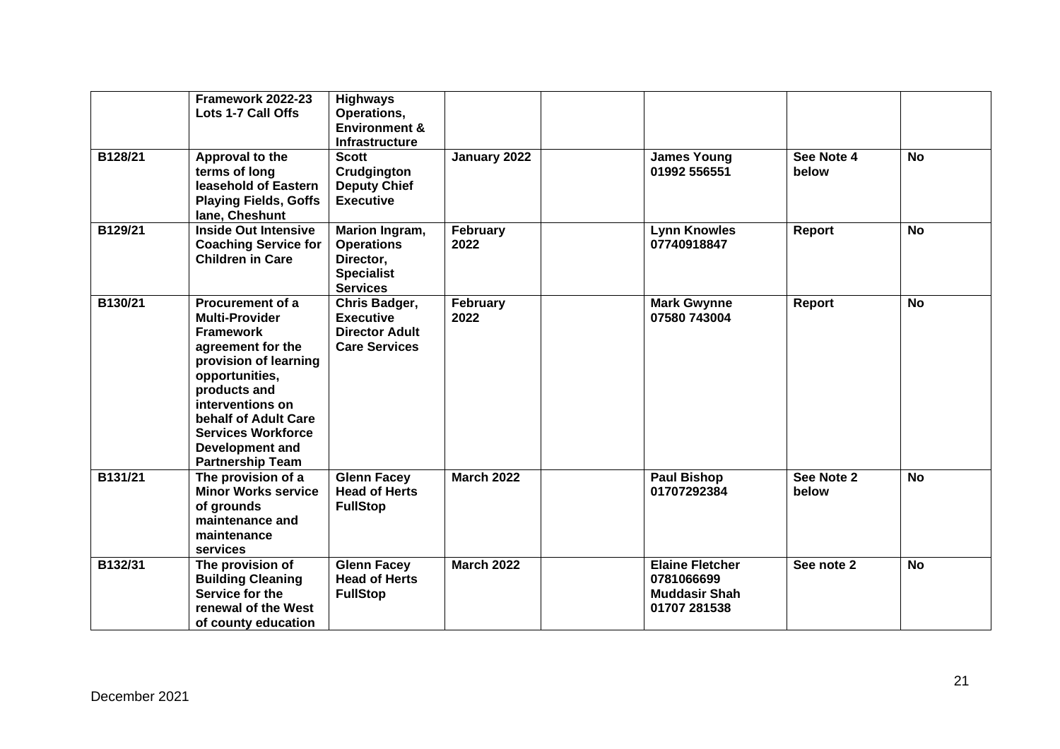| | | | | | | | |
|---|---|---|---|---|---|---|---|
| | **Framework 2022-23 Lots 1-7 Call Offs** | **Highways Operations, Environment & Infrastructure** | | | | | |
| **B128/21** | **Approval to the terms of long leasehold of Eastern Playing Fields, Goffs lane, Cheshunt** | **Scott Crudgington Deputy Chief Executive** | **January 2022** | | **James Young 01992 556551** | **See Note 4 below** | **No** |
| **B129/21** | **Inside Out Intensive Coaching Service for Children in Care** | **Marion Ingram, Operations Director, Specialist Services** | **February 2022** | | **Lynn Knowles 07740918847** | **Report** | **No** |
| **B130/21** | **Procurement of a Multi-Provider Framework agreement for the provision of learning opportunities, products and interventions on behalf of Adult Care Services Workforce Development and Partnership Team** | **Chris Badger, Executive Director Adult Care Services** | **February 2022** | | **Mark Gwynne 07580 743004** | **Report** | **No** |
| **B131/21** | **The provision of a Minor Works service of grounds maintenance and maintenance services** | **Glenn Facey Head of Herts FullStop** | **March 2022** | | **Paul Bishop 01707292384** | **See Note 2 below** | **No** |
| **B132/31** | **The provision of Building Cleaning Service for the renewal of the West of county education** | **Glenn Facey Head of Herts FullStop** | **March 2022** | | **Elaine Fletcher 0781066699 Muddasir Shah 01707 281538** | **See note 2** | **No** |

December 2021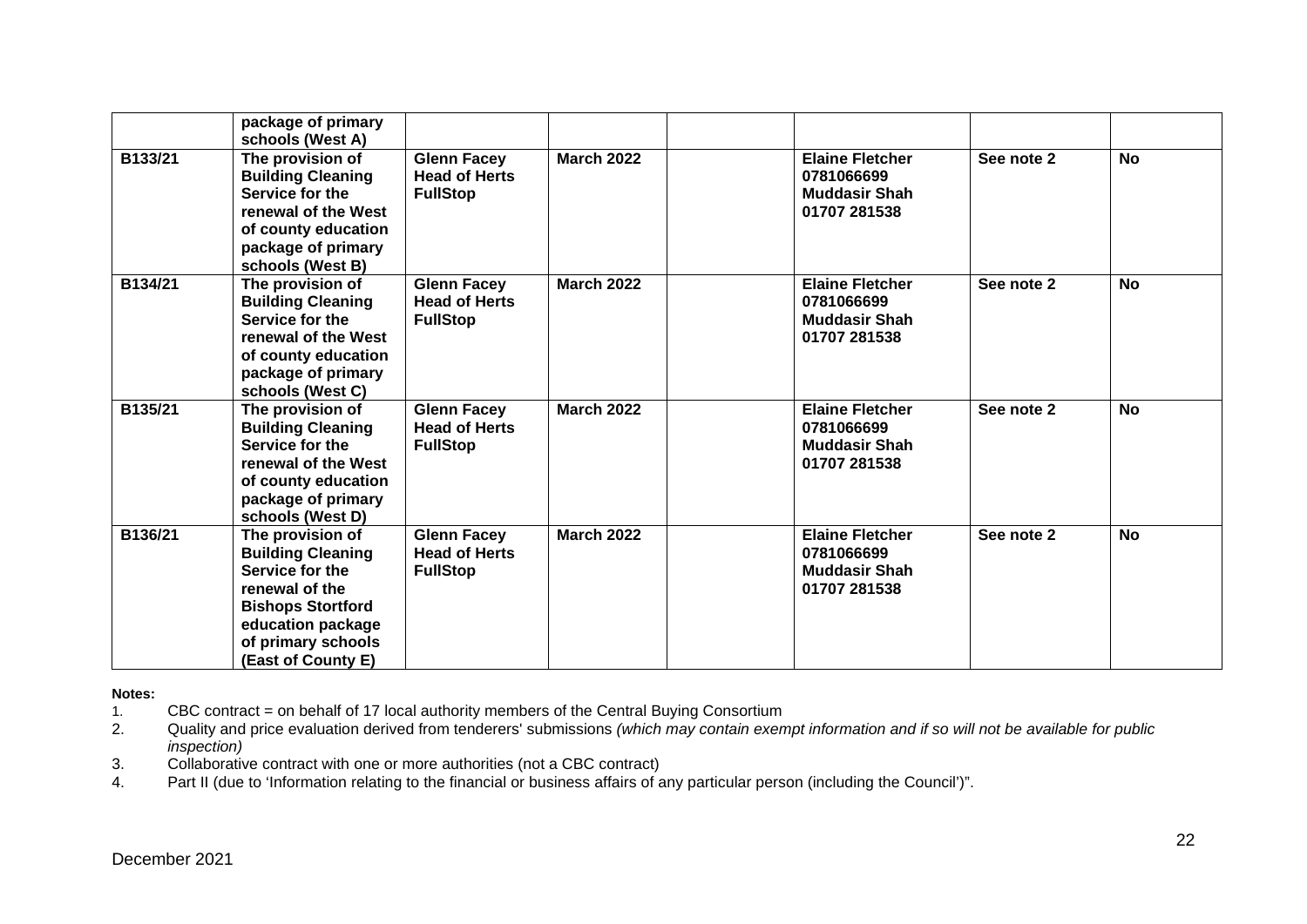| | | | | | | | |
|---|---|---|---|---|---|---|---|
| | **package of primary schools (West A)** | | | | | | |
| **B133/21** | **The provision of Building Cleaning Service for the renewal of the West of county education package of primary schools (West B)** | **Glenn Facey Head of Herts FullStop** | **March 2022** | | **Elaine Fletcher 0781066699 Muddasir Shah 01707 281538** | **See note 2** | **No** |
| **B134/21** | **The provision of Building Cleaning Service for the renewal of the West of county education package of primary schools (West C)** | **Glenn Facey Head of Herts FullStop** | **March 2022** | | **Elaine Fletcher 0781066699 Muddasir Shah 01707 281538** | **See note 2** | **No** |
| **B135/21** | **The provision of Building Cleaning Service for the renewal of the West of county education package of primary schools (West D)** | **Glenn Facey Head of Herts FullStop** | **March 2022** | | **Elaine Fletcher 0781066699 Muddasir Shah 01707 281538** | **See note 2** | **No** |
| **B136/21** | **The provision of Building Cleaning Service for the renewal of the Bishops Stortford education package of primary schools (East of County E)** | **Glenn Facey Head of Herts FullStop** | **March 2022** | | **Elaine Fletcher 0781066699 Muddasir Shah 01707 281538** | **See note 2** | **No** |

**Notes:**

1. CBC contract = on behalf of 17 local authority members of the Central Buying Consortium
2. Quality and price evaluation derived from tenderers' submissions *(which may contain exempt information and if so will not be available for public inspection)*
3. Collaborative contract with one or more authorities (not a CBC contract)
4. Part II (due to 'Information relating to the financial or business affairs of any particular person (including the Council')".

December 2021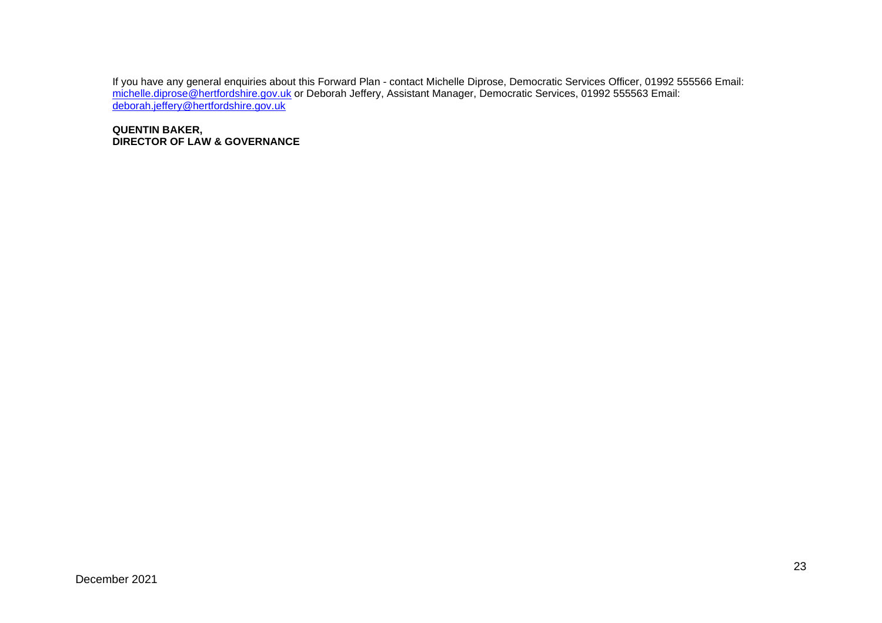If you have any general enquiries about this Forward Plan - contact Michelle Diprose, Democratic Services Officer, 01992 555566 Email: michelle.diprose@hertfordshire.gov.uk or Deborah Jeffery, Assistant Manager, Democratic Services, 01992 555563 Email: deborah.jeffery@hertfordshire.gov.uk

**QUENTIN BAKER,**
**DIRECTOR OF LAW & GOVERNANCE**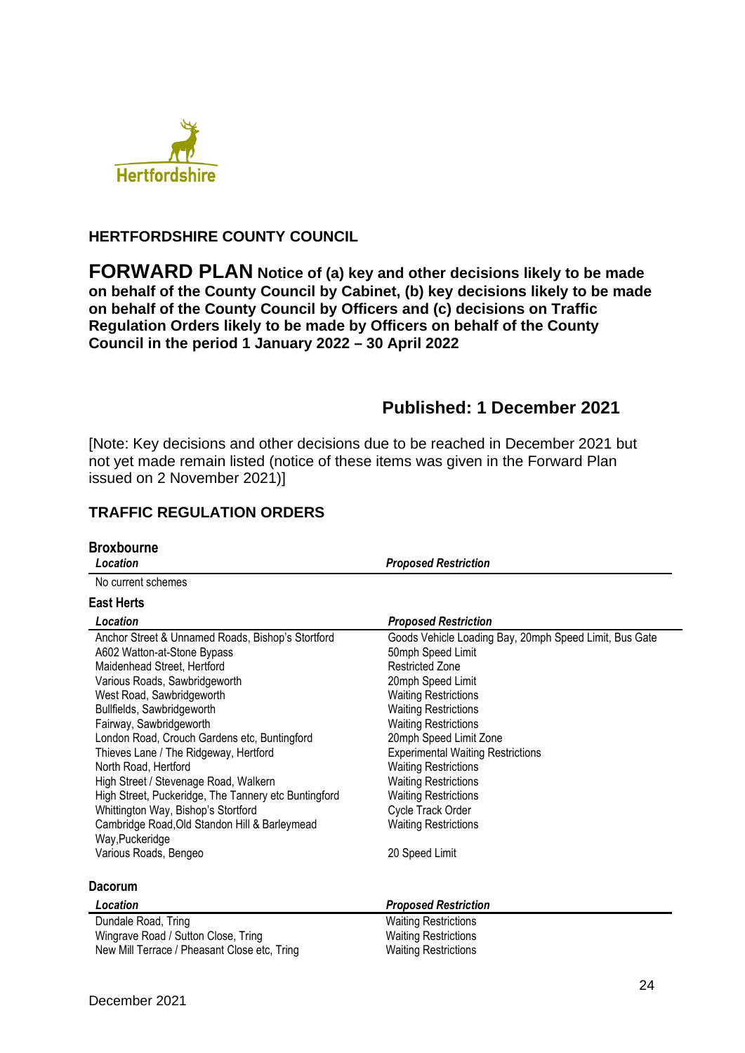Hertfordshire

**HERTFORDSHIRE COUNTY COUNCIL**

# FORWARD PLAN **Notice of (a) key and other decisions likely to be made on behalf of the County Council by Cabinet, (b) key decisions likely to be made on behalf of the County Council by Officers and (c) decisions on Traffic Regulation Orders likely to be made by Officers on behalf of the County Council in the period 1 January 2022 – 30 April 2022**

## Published: 1 December 2021

[Note: Key decisions and other decisions due to be reached in December 2021 but not yet made remain listed (notice of these items was given in the Forward Plan issued on 2 November 2021)]

## TRAFFIC REGULATION ORDERS

### Broxbourne

| *Location* | *Proposed Restriction* |
|---|---|
| No current schemes | |

### East Herts

| *Location* | *Proposed Restriction* |
|---|---|
| Anchor Street & Unnamed Roads, Bishop's Stortford | Goods Vehicle Loading Bay, 20mph Speed Limit, Bus Gate |
| A602 Watton-at-Stone Bypass | 50mph Speed Limit |
| Maidenhead Street, Hertford | Restricted Zone |
| Various Roads, Sawbridgeworth | 20mph Speed Limit |
| West Road, Sawbridgeworth | Waiting Restrictions |
| Bullfields, Sawbridgeworth | Waiting Restrictions |
| Fairway, Sawbridgeworth | Waiting Restrictions |
| London Road, Crouch Gardens etc, Buntingford | 20mph Speed Limit Zone |
| Thieves Lane / The Ridgeway, Hertford | Experimental Waiting Restrictions |
| North Road, Hertford | Waiting Restrictions |
| High Street / Stevenage Road, Walkern | Waiting Restrictions |
| High Street, Puckeridge, The Tannery etc Buntingford | Waiting Restrictions |
| Whittington Way, Bishop's Stortford | Cycle Track Order |
| Cambridge Road,Old Standon Hill & Barleymead Way,Puckeridge | Waiting Restrictions |
| Various Roads, Bengeo | 20 Speed Limit |

### Dacorum

| *Location* | *Proposed Restriction* |
|---|---|
| Dundale Road, Tring | Waiting Restrictions |
| Wingrave Road / Sutton Close, Tring | Waiting Restrictions |
| New Mill Terrace / Pheasant Close etc, Tring | Waiting Restrictions |

December 2021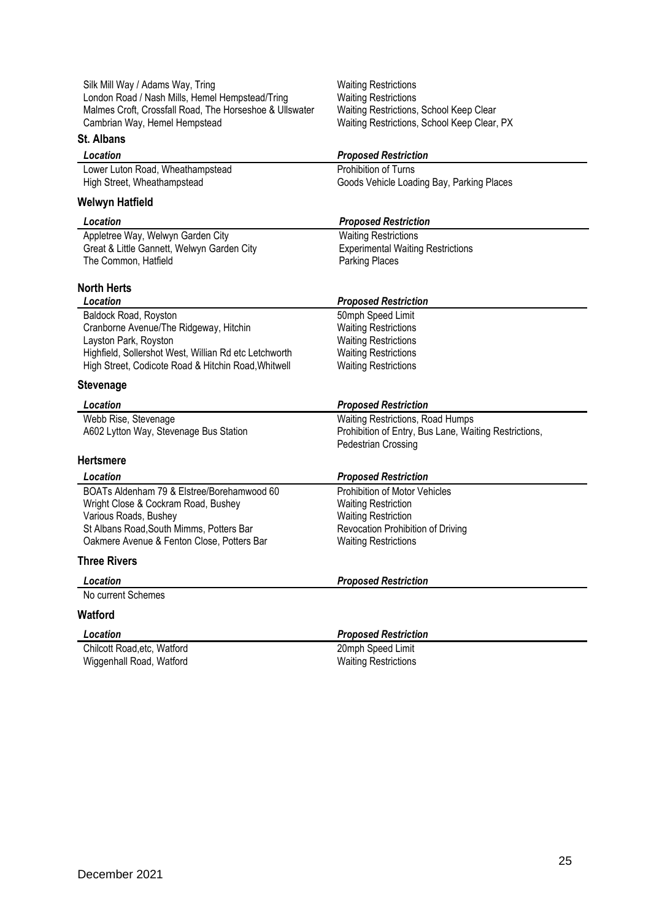| | |
|---|---|
| Silk Mill Way / Adams Way, Tring | Waiting Restrictions |
| London Road / Nash Mills, Hemel Hempstead/Tring | Waiting Restrictions |
| Malmes Croft, Crossfall Road, The Horseshoe & Ullswater | Waiting Restrictions, School Keep Clear |
| Cambrian Way, Hemel Hempstead | Waiting Restrictions, School Keep Clear, PX |

### St. Albans

| *Location* | *Proposed Restriction* |
|---|---|
| Lower Luton Road, Wheathampstead | Prohibition of Turns |
| High Street, Wheathampstead | Goods Vehicle Loading Bay, Parking Places |

### Welwyn Hatfield

| *Location* | *Proposed Restriction* |
|---|---|
| Appletree Way, Welwyn Garden City | Waiting Restrictions |
| Great & Little Gannett, Welwyn Garden City | Experimental Waiting Restrictions |
| The Common, Hatfield | Parking Places |

### North Herts

| *Location* | *Proposed Restriction* |
|---|---|
| Baldock Road, Royston | 50mph Speed Limit |
| Cranborne Avenue/The Ridgeway, Hitchin | Waiting Restrictions |
| Layston Park, Royston | Waiting Restrictions |
| Highfield, Sollershot West, Willian Rd etc Letchworth | Waiting Restrictions |
| High Street, Codicote Road & Hitchin Road,Whitwell | Waiting Restrictions |

### Stevenage

| *Location* | *Proposed Restriction* |
|---|---|
| Webb Rise, Stevenage | Waiting Restrictions, Road Humps |
| A602 Lytton Way, Stevenage Bus Station | Prohibition of Entry, Bus Lane, Waiting Restrictions, Pedestrian Crossing |

### Hertsmere

| *Location* | *Proposed Restriction* |
|---|---|
| BOATs Aldenham 79 & Elstree/Borehamwood 60 | Prohibition of Motor Vehicles |
| Wright Close & Cockram Road, Bushey | Waiting Restriction |
| Various Roads, Bushey | Waiting Restriction |
| St Albans Road,South Mimms, Potters Bar | Revocation Prohibition of Driving |
| Oakmere Avenue & Fenton Close, Potters Bar | Waiting Restrictions |

### Three Rivers

| *Location* | *Proposed Restriction* |
|---|---|
| No current Schemes | |

### Watford

| *Location* | *Proposed Restriction* |
|---|---|
| Chilcott Road,etc, Watford | 20mph Speed Limit |
| Wiggenhall Road, Watford | Waiting Restrictions |

December 2021